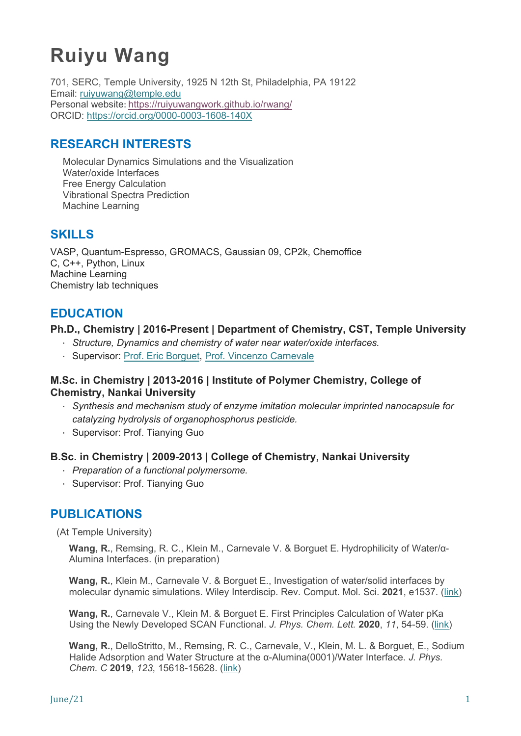# Ruiyu Wang

701, SERC, Temple University, 1925 N 12th St, Philadelphia, PA 19122
Email: [ruiyuwang@temple.edu](mailto:ruiyuwang@temple.edu)
Personal website: [https://ruiyuwangwork.github.io/rwang/](https://ruiyuwangwork.github.io/rwang/)
ORCID: [https://orcid.org/0000-0003-1608-140X](https://orcid.org/0000-0003-1608-140X)

## RESEARCH INTERESTS

Molecular Dynamics Simulations and the Visualization
Water/oxide Interfaces
Free Energy Calculation
Vibrational Spectra Prediction
Machine Learning

## SKILLS

VASP, Quantum-Espresso, GROMACS, Gaussian 09, CP2k, Chemoffice
C, C++, Python, Linux
Machine Learning
Chemistry lab techniques

## EDUCATION

### Ph.D., Chemistry | 2016-Present | Department of Chemistry, CST, Temple University

- *Structure, Dynamics and chemistry of water near water/oxide interfaces.*
- Supervisor: Prof. Eric Borguet, Prof. Vincenzo Carnevale

### M.Sc. in Chemistry | 2013-2016 | Institute of Polymer Chemistry, College of Chemistry, Nankai University

- *Synthesis and mechanism study of enzyme imitation molecular imprinted nanocapsule for catalyzing hydrolysis of organophosphorus pesticide.*
- Supervisor: Prof. Tianying Guo

### B.Sc. in Chemistry | 2009-2013 | College of Chemistry, Nankai University

- *Preparation of a functional polymersome.*
- Supervisor: Prof. Tianying Guo

## PUBLICATIONS

(At Temple University)

**Wang, R.**, Remsing, R. C., Klein M., Carnevale V. & Borguet E. Hydrophilicity of Water/α-Alumina Interfaces. (in preparation)

**Wang, R.**, Klein M., Carnevale V. & Borguet E., Investigation of water/solid interfaces by molecular dynamic simulations. Wiley Interdiscip. Rev. Comput. Mol. Sci. **2021**, e1537. (link)

**Wang, R.**, Carnevale V., Klein M. & Borguet E. First Principles Calculation of Water pKa Using the Newly Developed SCAN Functional. *J. Phys. Chem. Lett.* **2020**, *11*, 54-59. (link)

**Wang, R.**, DelloStritto, M., Remsing, R. C., Carnevale, V., Klein, M. L. & Borguet, E., Sodium Halide Adsorption and Water Structure at the α-Alumina(0001)/Water Interface. *J. Phys. Chem. C* **2019**, *123*, 15618-15628. (link)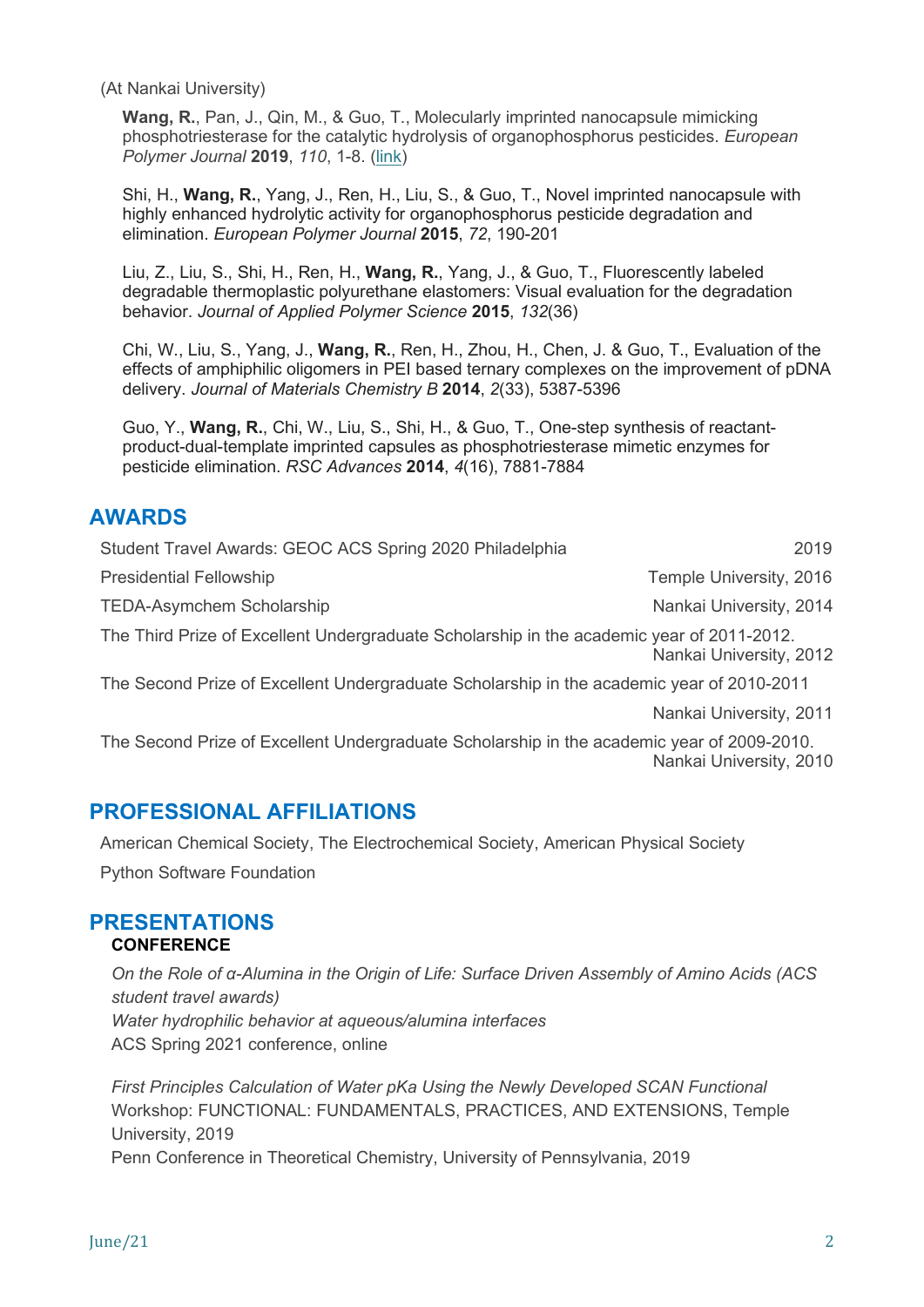(At Nankai University)

**Wang, R.**, Pan, J., Qin, M., & Guo, T., Molecularly imprinted nanocapsule mimicking phosphotriesterase for the catalytic hydrolysis of organophosphorus pesticides. *European Polymer Journal* **2019**, *110*, 1-8. (link)

Shi, H., **Wang, R.**, Yang, J., Ren, H., Liu, S., & Guo, T., Novel imprinted nanocapsule with highly enhanced hydrolytic activity for organophosphorus pesticide degradation and elimination. *European Polymer Journal* **2015**, *72*, 190-201

Liu, Z., Liu, S., Shi, H., Ren, H., **Wang, R.**, Yang, J., & Guo, T., Fluorescently labeled degradable thermoplastic polyurethane elastomers: Visual evaluation for the degradation behavior. *Journal of Applied Polymer Science* **2015**, *132*(36)

Chi, W., Liu, S., Yang, J., **Wang, R.**, Ren, H., Zhou, H., Chen, J. & Guo, T., Evaluation of the effects of amphiphilic oligomers in PEI based ternary complexes on the improvement of pDNA delivery. *Journal of Materials Chemistry B* **2014**, *2*(33), 5387-5396

Guo, Y., **Wang, R.**, Chi, W., Liu, S., Shi, H., & Guo, T., One-step synthesis of reactant-product-dual-template imprinted capsules as phosphotriesterase mimetic enzymes for pesticide elimination. *RSC Advances* **2014**, *4*(16), 7881-7884

## AWARDS

Student Travel Awards: GEOC ACS Spring 2020 Philadelphia — 2019

Presidential Fellowship — Temple University, 2016

TEDA-Asymchem Scholarship — Nankai University, 2014

The Third Prize of Excellent Undergraduate Scholarship in the academic year of 2011-2012. — Nankai University, 2012

The Second Prize of Excellent Undergraduate Scholarship in the academic year of 2010-2011 — Nankai University, 2011

The Second Prize of Excellent Undergraduate Scholarship in the academic year of 2009-2010. — Nankai University, 2010

## PROFESSIONAL AFFILIATIONS

American Chemical Society, The Electrochemical Society, American Physical Society

Python Software Foundation

## PRESENTATIONS

### CONFERENCE

*On the Role of α-Alumina in the Origin of Life: Surface Driven Assembly of Amino Acids (ACS student travel awards)*
*Water hydrophilic behavior at aqueous/alumina interfaces*
ACS Spring 2021 conference, online

*First Principles Calculation of Water pKa Using the Newly Developed SCAN Functional*
Workshop: FUNCTIONAL: FUNDAMENTALS, PRACTICES, AND EXTENSIONS, Temple University, 2019
Penn Conference in Theoretical Chemistry, University of Pennsylvania, 2019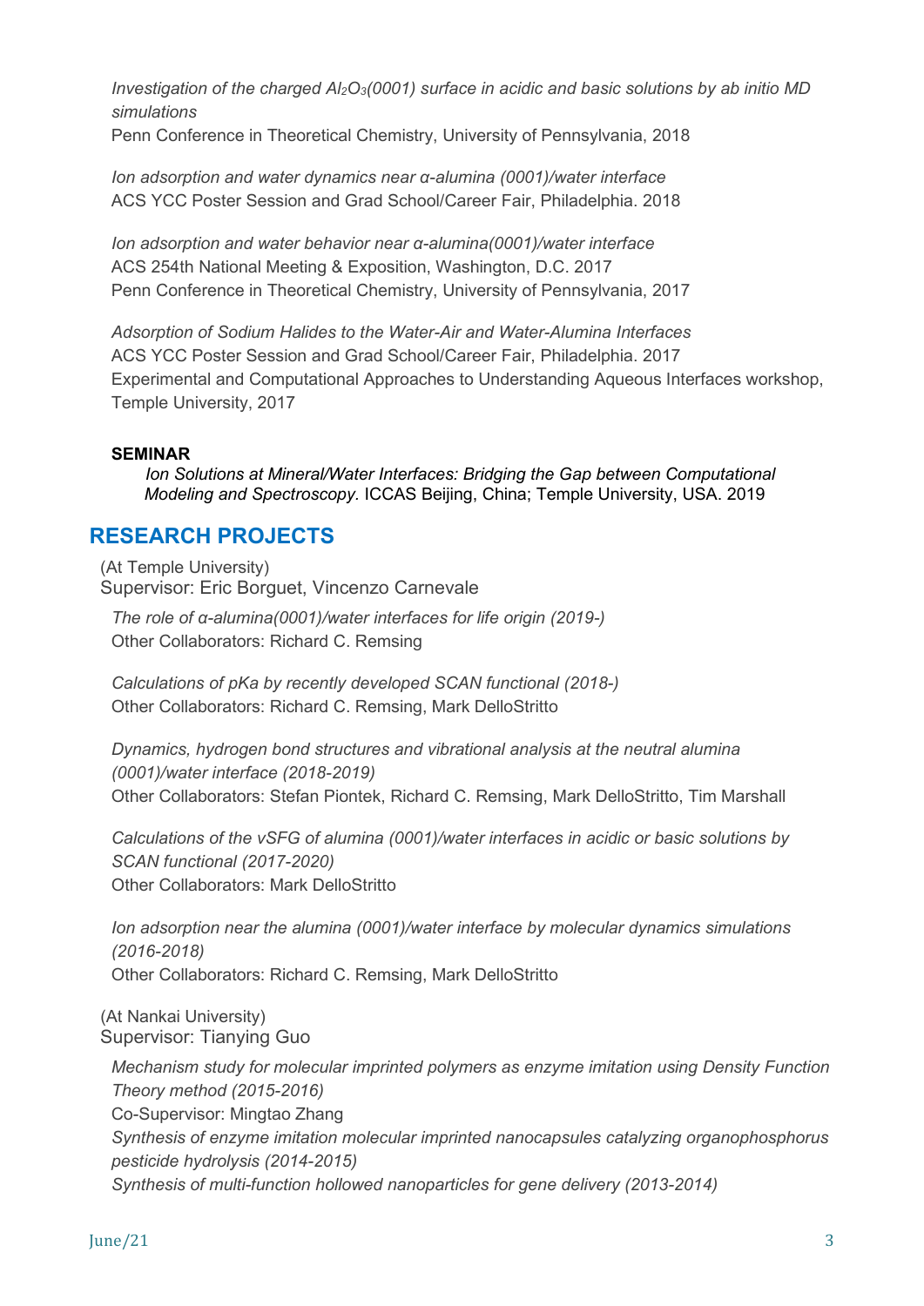*Investigation of the charged $Al_2O_3$(0001) surface in acidic and basic solutions by ab initio MD simulations*
Penn Conference in Theoretical Chemistry, University of Pennsylvania, 2018

*Ion adsorption and water dynamics near α-alumina (0001)/water interface*
ACS YCC Poster Session and Grad School/Career Fair, Philadelphia. 2018

*Ion adsorption and water behavior near α-alumina(0001)/water interface*
ACS 254th National Meeting & Exposition, Washington, D.C. 2017
Penn Conference in Theoretical Chemistry, University of Pennsylvania, 2017

*Adsorption of Sodium Halides to the Water-Air and Water-Alumina Interfaces*
ACS YCC Poster Session and Grad School/Career Fair, Philadelphia. 2017
Experimental and Computational Approaches to Understanding Aqueous Interfaces workshop, Temple University, 2017

**SEMINAR**

*Ion Solutions at Mineral/Water Interfaces: Bridging the Gap between Computational Modeling and Spectroscopy.* ICCAS Beijing, China; Temple University, USA. 2019

## RESEARCH PROJECTS

(At Temple University)
Supervisor: Eric Borguet, Vincenzo Carnevale

*The role of α-alumina(0001)/water interfaces for life origin (2019-)*
Other Collaborators: Richard C. Remsing

*Calculations of pKa by recently developed SCAN functional (2018-)*
Other Collaborators: Richard C. Remsing, Mark DelloStritto

*Dynamics, hydrogen bond structures and vibrational analysis at the neutral alumina (0001)/water interface (2018-2019)*
Other Collaborators: Stefan Piontek, Richard C. Remsing, Mark DelloStritto, Tim Marshall

*Calculations of the vSFG of alumina (0001)/water interfaces in acidic or basic solutions by SCAN functional (2017-2020)*
Other Collaborators: Mark DelloStritto

*Ion adsorption near the alumina (0001)/water interface by molecular dynamics simulations (2016-2018)*
Other Collaborators: Richard C. Remsing, Mark DelloStritto

(At Nankai University)
Supervisor: Tianying Guo

*Mechanism study for molecular imprinted polymers as enzyme imitation using Density Function Theory method (2015-2016)*
Co-Supervisor: Mingtao Zhang
*Synthesis of enzyme imitation molecular imprinted nanocapsules catalyzing organophosphorus pesticide hydrolysis (2014-2015)*
*Synthesis of multi-function hollowed nanoparticles for gene delivery (2013-2014)*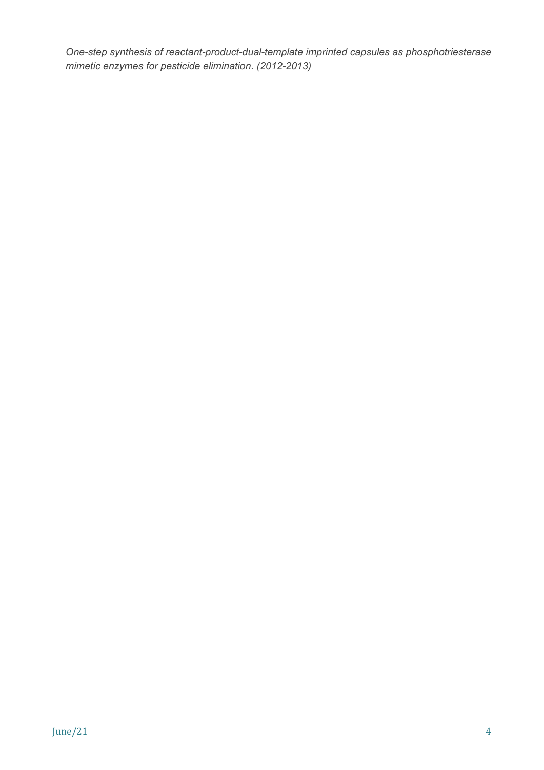*One-step synthesis of reactant-product-dual-template imprinted capsules as phosphotriesterase mimetic enzymes for pesticide elimination. (2012-2013)*